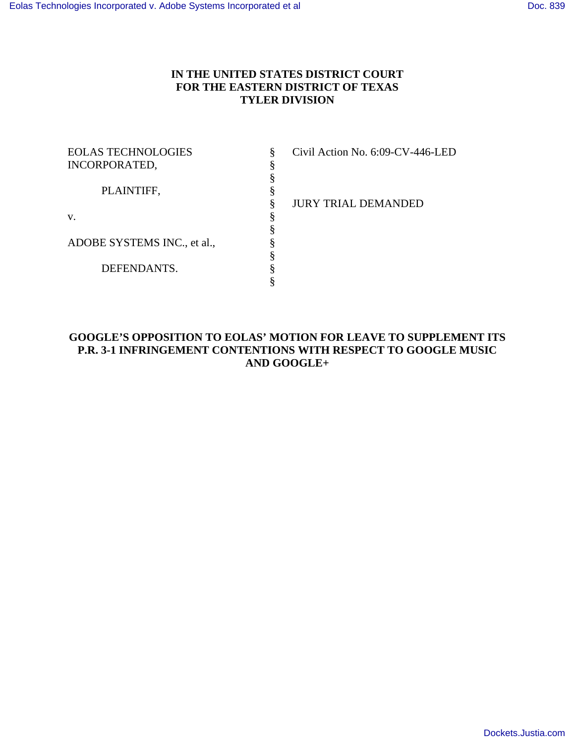**IN THE UNITED STATES DISTRICT COURT**
**FOR THE EASTERN DISTRICT OF TEXAS**
**TYLER DIVISION**

| | | |
|---|---|---|
| EOLAS TECHNOLOGIES INCORPORATED, | § | Civil Action No. 6:09-CV-446-LED |
| | § | |
| PLAINTIFF, | § | |
| | § | JURY TRIAL DEMANDED |
| v. | § | |
| | § | |
| ADOBE SYSTEMS INC., et al., | § | |
| | § | |
| DEFENDANTS. | § | |
| | § | |

**GOOGLE'S OPPOSITION TO EOLAS' MOTION FOR LEAVE TO SUPPLEMENT ITS P.R. 3-1 INFRINGEMENT CONTENTIONS WITH RESPECT TO GOOGLE MUSIC AND GOOGLE+**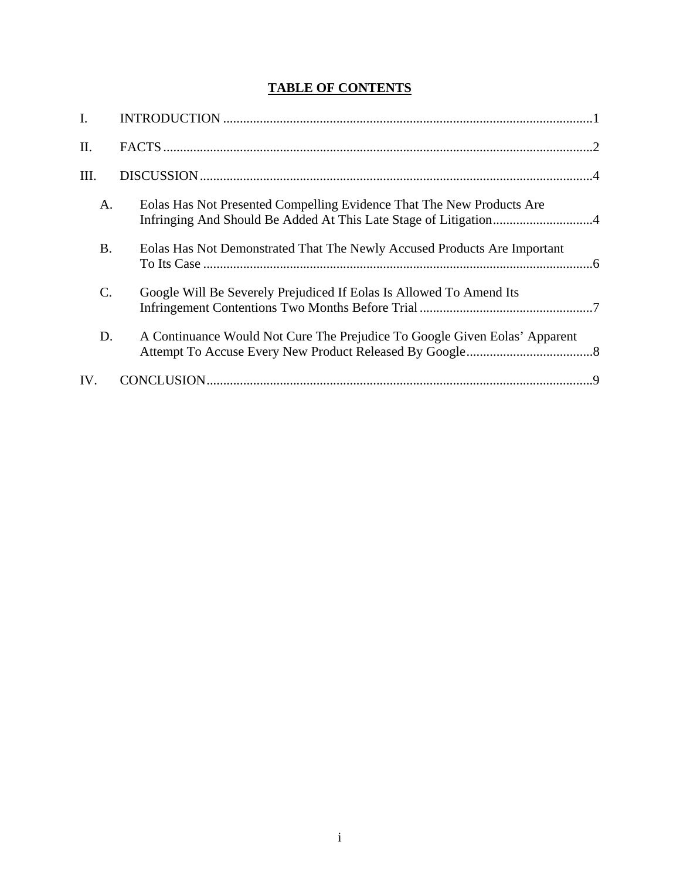## TABLE OF CONTENTS

I. INTRODUCTION ............................................................................................................1

II. FACTS ..............................................................................................................................2

III. DISCUSSION ...................................................................................................................4

A. Eolas Has Not Presented Compelling Evidence That The New Products Are Infringing And Should Be Added At This Late Stage of Litigation..............................4

B. Eolas Has Not Demonstrated That The Newly Accused Products Are Important To Its Case ....................................................................................................................6

C. Google Will Be Severely Prejudiced If Eolas Is Allowed To Amend Its Infringement Contentions Two Months Before Trial ....................................................7

D. A Continuance Would Not Cure The Prejudice To Google Given Eolas' Apparent Attempt To Accuse Every New Product Released By Google......................................8

IV. CONCLUSION..................................................................................................................9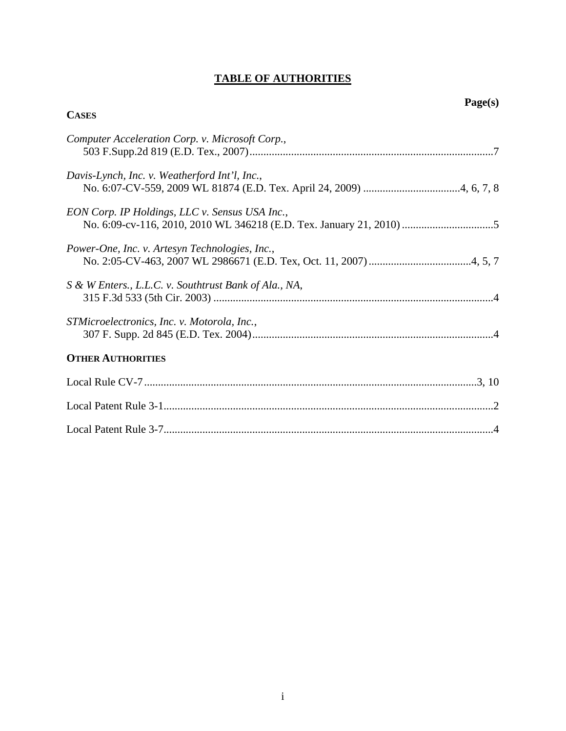# TABLE OF AUTHORITIES

**Page(s)**

**CASES**

*Computer Acceleration Corp. v. Microsoft Corp.*,
503 F.Supp.2d 819 (E.D. Tex., 2007)........................................................................................7

*Davis-Lynch, Inc. v. Weatherford Int'l, Inc.*,
No. 6:07-CV-559, 2009 WL 81874 (E.D. Tex. April 24, 2009) ...................................4, 6, 7, 8

*EON Corp. IP Holdings, LLC v. Sensus USA Inc.*,
No. 6:09-cv-116, 2010, 2010 WL 346218 (E.D. Tex. January 21, 2010) .................................5

*Power-One, Inc. v. Artesyn Technologies, Inc.*,
No. 2:05-CV-463, 2007 WL 2986671 (E.D. Tex, Oct. 11, 2007).....................................4, 5, 7

*S & W Enters., L.L.C. v. Southtrust Bank of Ala., NA*,
315 F.3d 533 (5th Cir. 2003) .....................................................................................................4

*STMicroelectronics, Inc. v. Motorola, Inc.*,
307 F. Supp. 2d 845 (E.D. Tex. 2004).......................................................................................4

**OTHER AUTHORITIES**

Local Rule CV-7........................................................................................................................3, 10

Local Patent Rule 3-1.......................................................................................................................2

Local Patent Rule 3-7.......................................................................................................................4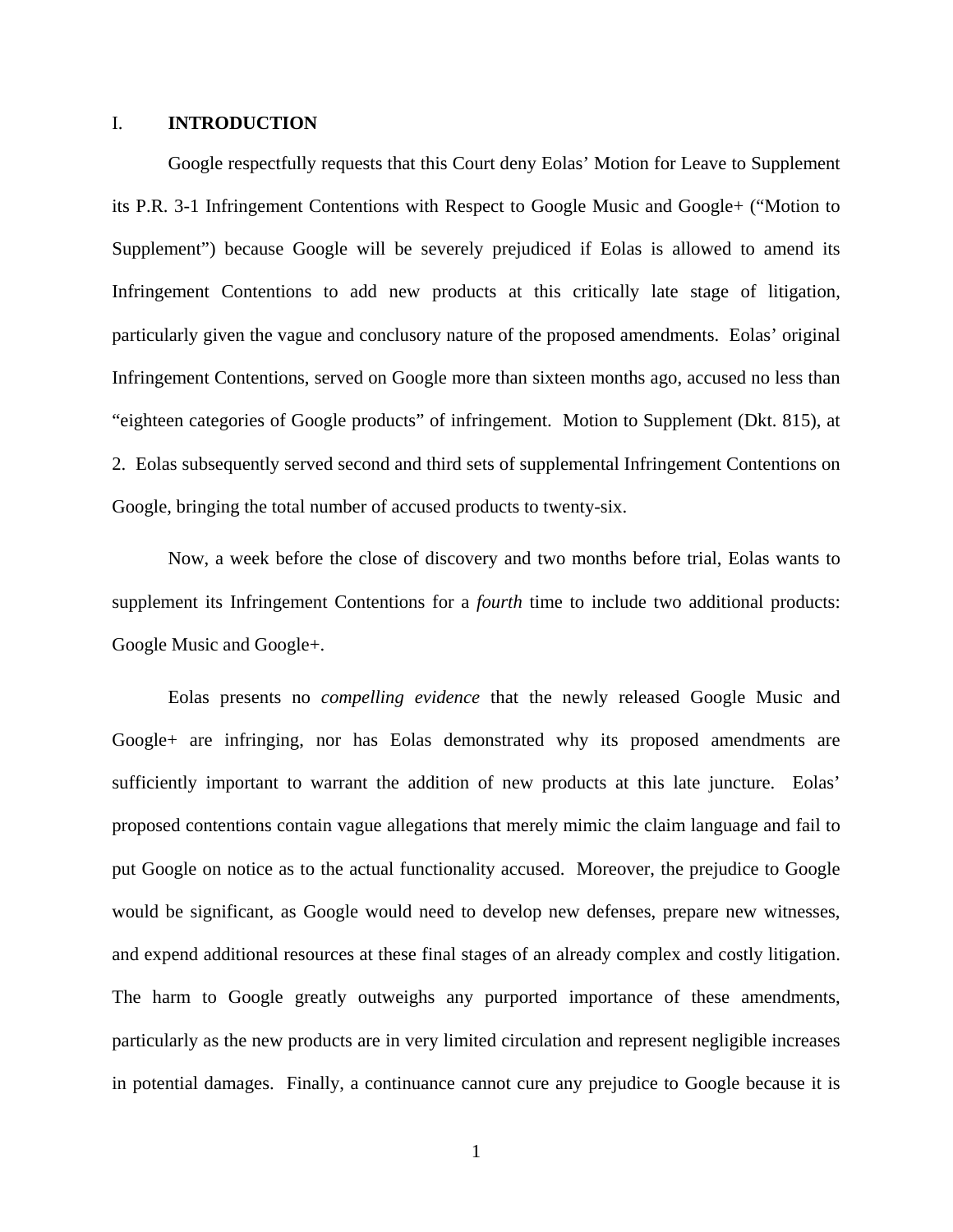## I. INTRODUCTION

Google respectfully requests that this Court deny Eolas' Motion for Leave to Supplement its P.R. 3-1 Infringement Contentions with Respect to Google Music and Google+ ("Motion to Supplement") because Google will be severely prejudiced if Eolas is allowed to amend its Infringement Contentions to add new products at this critically late stage of litigation, particularly given the vague and conclusory nature of the proposed amendments. Eolas' original Infringement Contentions, served on Google more than sixteen months ago, accused no less than "eighteen categories of Google products" of infringement. Motion to Supplement (Dkt. 815), at 2. Eolas subsequently served second and third sets of supplemental Infringement Contentions on Google, bringing the total number of accused products to twenty-six.

Now, a week before the close of discovery and two months before trial, Eolas wants to supplement its Infringement Contentions for a *fourth* time to include two additional products: Google Music and Google+.

Eolas presents no *compelling evidence* that the newly released Google Music and Google+ are infringing, nor has Eolas demonstrated why its proposed amendments are sufficiently important to warrant the addition of new products at this late juncture. Eolas' proposed contentions contain vague allegations that merely mimic the claim language and fail to put Google on notice as to the actual functionality accused. Moreover, the prejudice to Google would be significant, as Google would need to develop new defenses, prepare new witnesses, and expend additional resources at these final stages of an already complex and costly litigation. The harm to Google greatly outweighs any purported importance of these amendments, particularly as the new products are in very limited circulation and represent negligible increases in potential damages. Finally, a continuance cannot cure any prejudice to Google because it is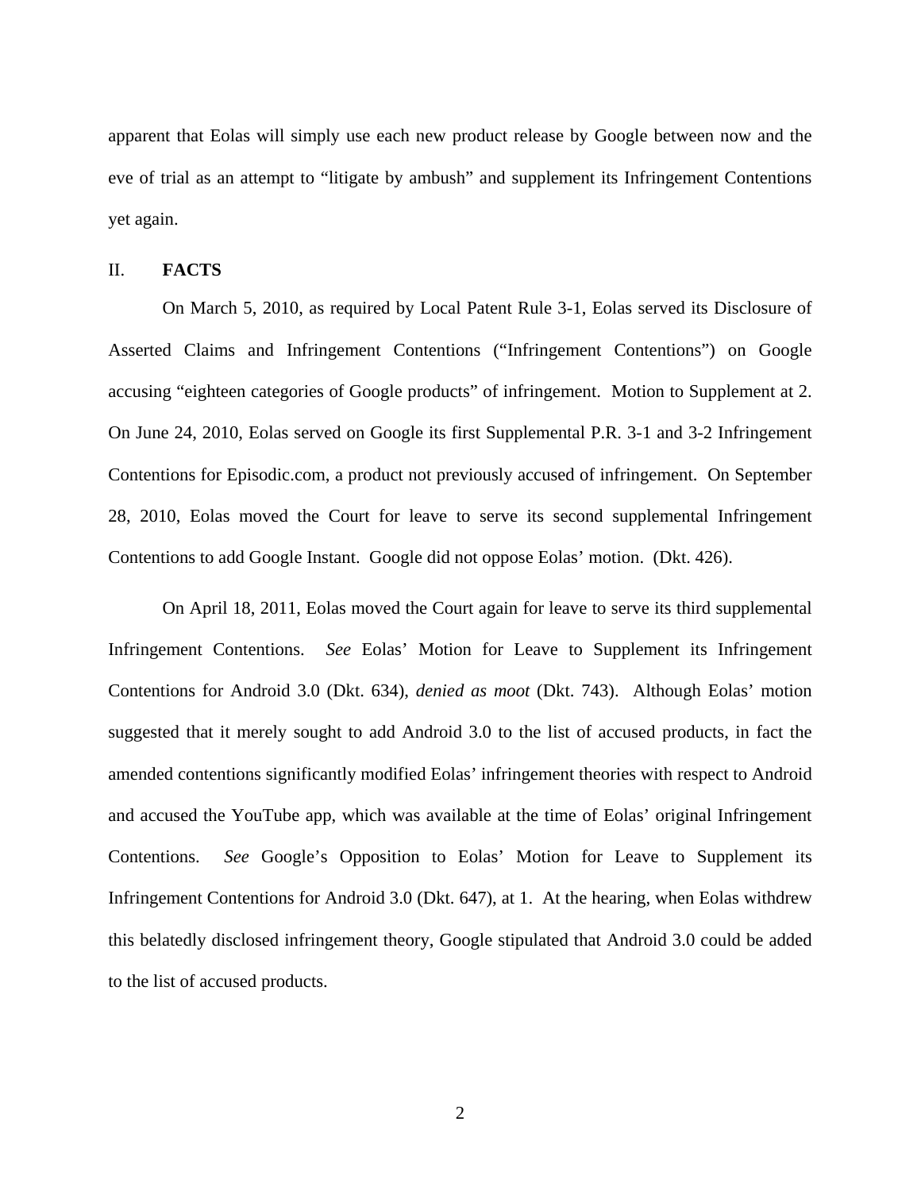apparent that Eolas will simply use each new product release by Google between now and the eve of trial as an attempt to "litigate by ambush" and supplement its Infringement Contentions yet again.

## II. FACTS

On March 5, 2010, as required by Local Patent Rule 3-1, Eolas served its Disclosure of Asserted Claims and Infringement Contentions ("Infringement Contentions") on Google accusing "eighteen categories of Google products" of infringement. Motion to Supplement at 2. On June 24, 2010, Eolas served on Google its first Supplemental P.R. 3-1 and 3-2 Infringement Contentions for Episodic.com, a product not previously accused of infringement. On September 28, 2010, Eolas moved the Court for leave to serve its second supplemental Infringement Contentions to add Google Instant. Google did not oppose Eolas' motion. (Dkt. 426).

On April 18, 2011, Eolas moved the Court again for leave to serve its third supplemental Infringement Contentions. *See* Eolas' Motion for Leave to Supplement its Infringement Contentions for Android 3.0 (Dkt. 634), *denied as moot* (Dkt. 743). Although Eolas' motion suggested that it merely sought to add Android 3.0 to the list of accused products, in fact the amended contentions significantly modified Eolas' infringement theories with respect to Android and accused the YouTube app, which was available at the time of Eolas' original Infringement Contentions. *See* Google's Opposition to Eolas' Motion for Leave to Supplement its Infringement Contentions for Android 3.0 (Dkt. 647), at 1. At the hearing, when Eolas withdrew this belatedly disclosed infringement theory, Google stipulated that Android 3.0 could be added to the list of accused products.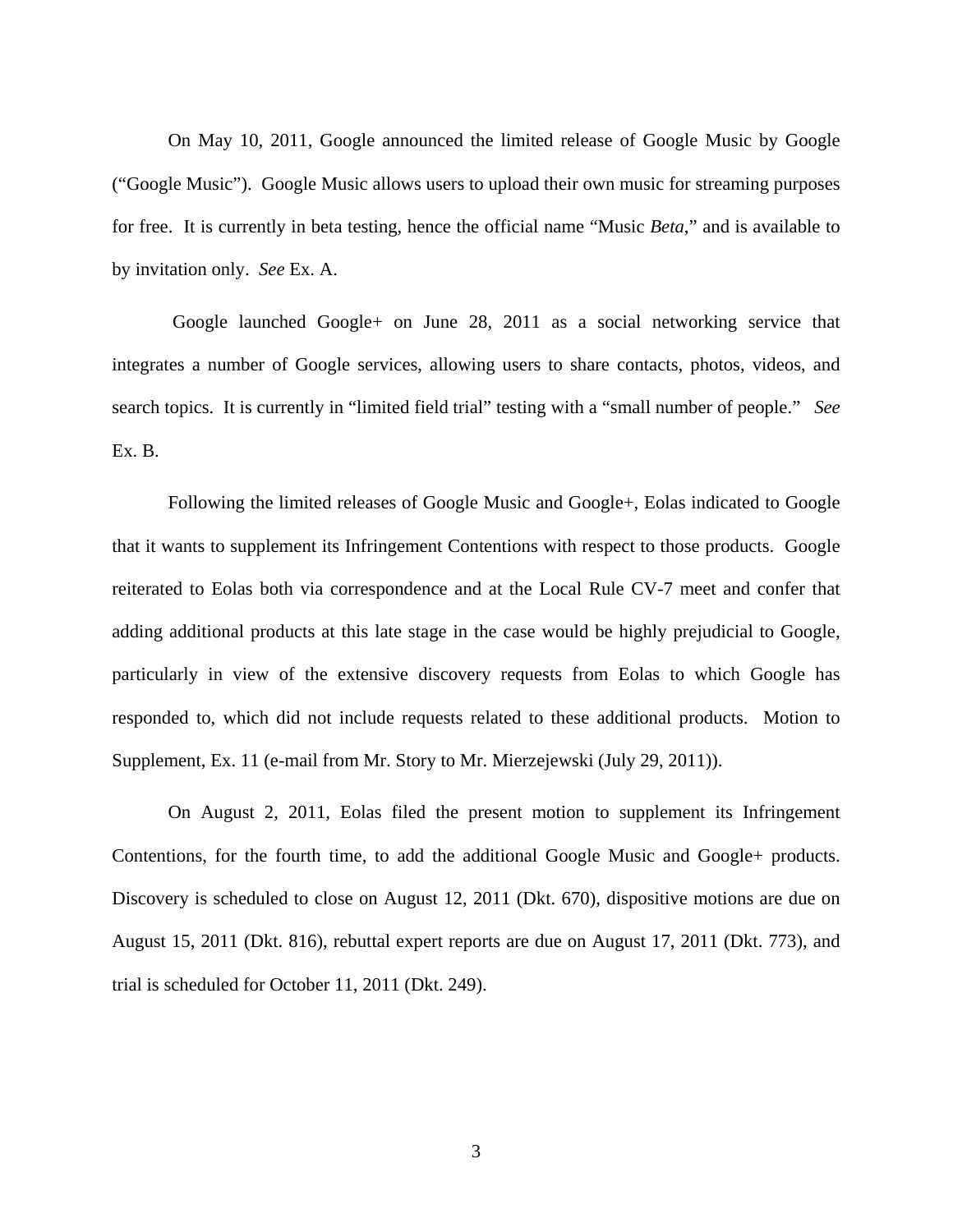On May 10, 2011, Google announced the limited release of Google Music by Google ("Google Music"). Google Music allows users to upload their own music for streaming purposes for free. It is currently in beta testing, hence the official name "Music *Beta*," and is available to by invitation only. *See* Ex. A.

Google launched Google+ on June 28, 2011 as a social networking service that integrates a number of Google services, allowing users to share contacts, photos, videos, and search topics. It is currently in "limited field trial" testing with a "small number of people." *See* Ex. B.

Following the limited releases of Google Music and Google+, Eolas indicated to Google that it wants to supplement its Infringement Contentions with respect to those products. Google reiterated to Eolas both via correspondence and at the Local Rule CV-7 meet and confer that adding additional products at this late stage in the case would be highly prejudicial to Google, particularly in view of the extensive discovery requests from Eolas to which Google has responded to, which did not include requests related to these additional products. Motion to Supplement, Ex. 11 (e-mail from Mr. Story to Mr. Mierzejewski (July 29, 2011)).

On August 2, 2011, Eolas filed the present motion to supplement its Infringement Contentions, for the fourth time, to add the additional Google Music and Google+ products. Discovery is scheduled to close on August 12, 2011 (Dkt. 670), dispositive motions are due on August 15, 2011 (Dkt. 816), rebuttal expert reports are due on August 17, 2011 (Dkt. 773), and trial is scheduled for October 11, 2011 (Dkt. 249).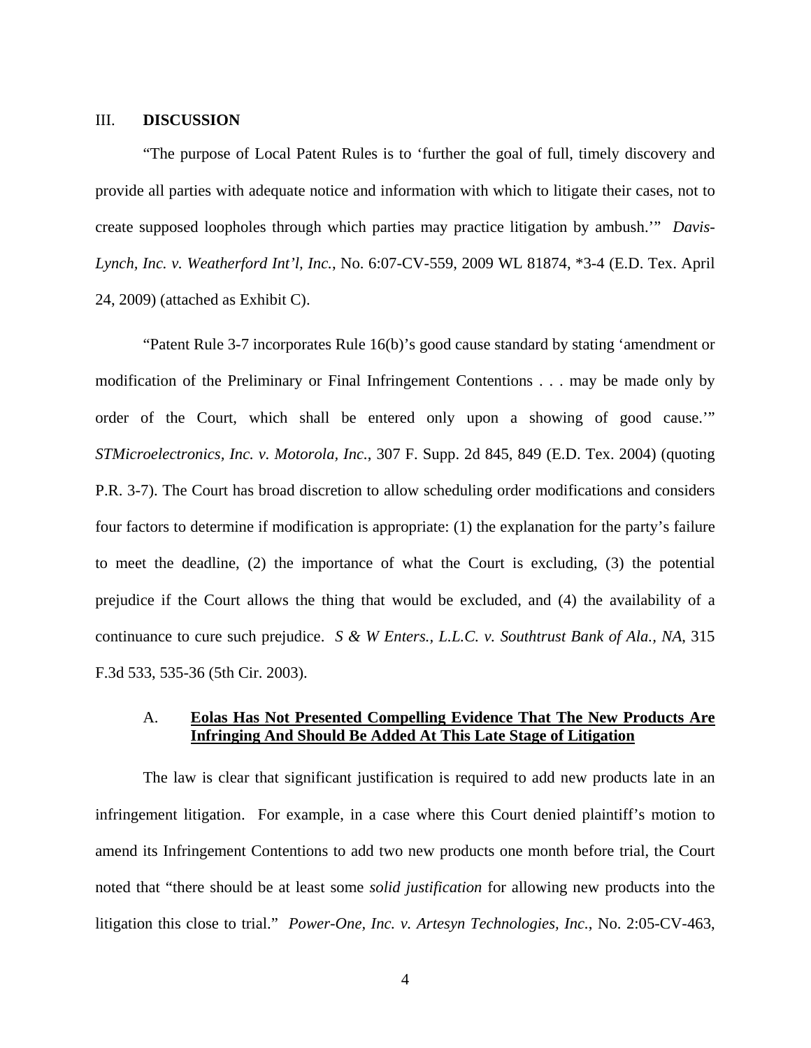## III. **DISCUSSION**

"The purpose of Local Patent Rules is to 'further the goal of full, timely discovery and provide all parties with adequate notice and information with which to litigate their cases, not to create supposed loopholes through which parties may practice litigation by ambush.'" *Davis-Lynch, Inc. v. Weatherford Int'l, Inc.*, No. 6:07-CV-559, 2009 WL 81874, *3-4 (E.D. Tex. April 24, 2009) (attached as Exhibit C).

"Patent Rule 3-7 incorporates Rule 16(b)'s good cause standard by stating 'amendment or modification of the Preliminary or Final Infringement Contentions . . . may be made only by order of the Court, which shall be entered only upon a showing of good cause.'" *STMicroelectronics, Inc. v. Motorola, Inc.*, 307 F. Supp. 2d 845, 849 (E.D. Tex. 2004) (quoting P.R. 3-7). The Court has broad discretion to allow scheduling order modifications and considers four factors to determine if modification is appropriate: (1) the explanation for the party's failure to meet the deadline, (2) the importance of what the Court is excluding, (3) the potential prejudice if the Court allows the thing that would be excluded, and (4) the availability of a continuance to cure such prejudice. *S & W Enters., L.L.C. v. Southtrust Bank of Ala., NA*, 315 F.3d 533, 535-36 (5th Cir. 2003).

### A. **Eolas Has Not Presented Compelling Evidence That The New Products Are Infringing And Should Be Added At This Late Stage of Litigation**

The law is clear that significant justification is required to add new products late in an infringement litigation. For example, in a case where this Court denied plaintiff's motion to amend its Infringement Contentions to add two new products one month before trial, the Court noted that "there should be at least some *solid justification* for allowing new products into the litigation this close to trial." *Power-One, Inc. v. Artesyn Technologies, Inc.*, No. 2:05-CV-463,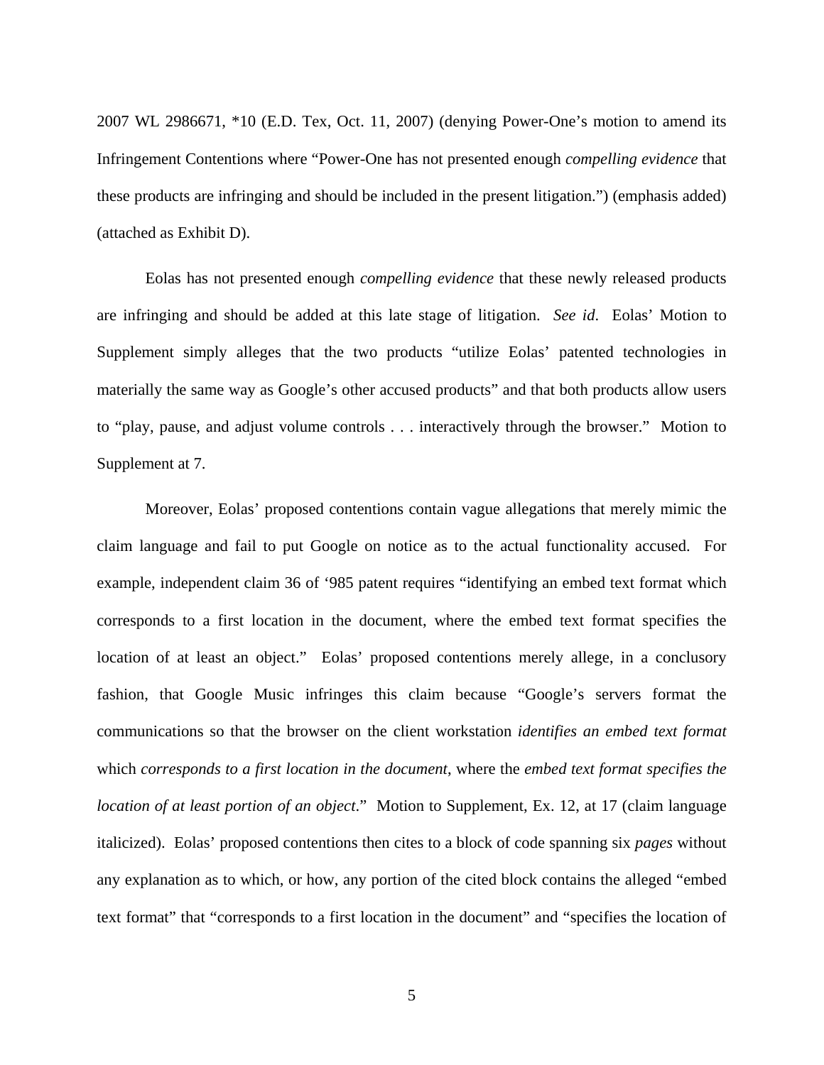2007 WL 2986671, *10 (E.D. Tex, Oct. 11, 2007) (denying Power-One's motion to amend its Infringement Contentions where "Power-One has not presented enough *compelling evidence* that these products are infringing and should be included in the present litigation.") (emphasis added) (attached as Exhibit D).

Eolas has not presented enough *compelling evidence* that these newly released products are infringing and should be added at this late stage of litigation. *See id*. Eolas' Motion to Supplement simply alleges that the two products "utilize Eolas' patented technologies in materially the same way as Google's other accused products" and that both products allow users to "play, pause, and adjust volume controls . . . interactively through the browser." Motion to Supplement at 7.

Moreover, Eolas' proposed contentions contain vague allegations that merely mimic the claim language and fail to put Google on notice as to the actual functionality accused. For example, independent claim 36 of '985 patent requires "identifying an embed text format which corresponds to a first location in the document, where the embed text format specifies the location of at least an object." Eolas' proposed contentions merely allege, in a conclusory fashion, that Google Music infringes this claim because "Google's servers format the communications so that the browser on the client workstation *identifies an embed text format* which *corresponds to a first location in the document*, where the *embed text format specifies the location of at least portion of an object*." Motion to Supplement, Ex. 12, at 17 (claim language italicized). Eolas' proposed contentions then cites to a block of code spanning six *pages* without any explanation as to which, or how, any portion of the cited block contains the alleged "embed text format" that "corresponds to a first location in the document" and "specifies the location of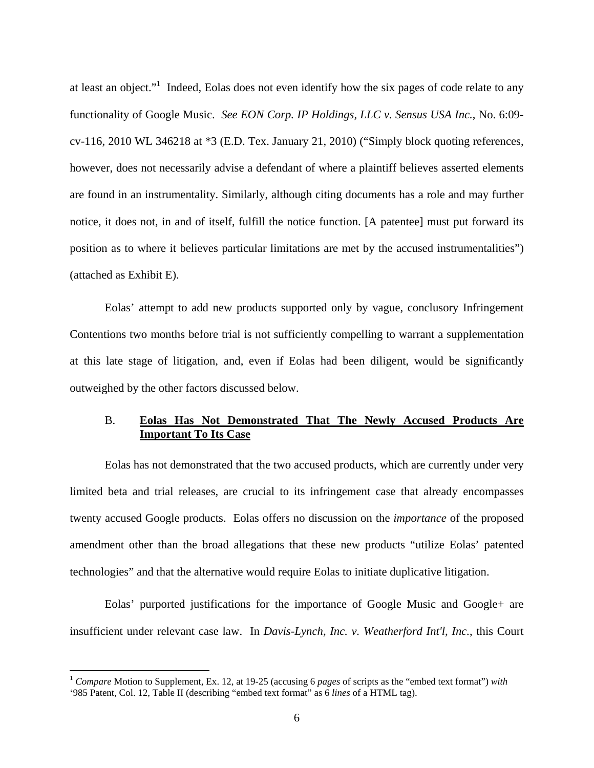at least an object."[1] Indeed, Eolas does not even identify how the six pages of code relate to any functionality of Google Music. *See EON Corp. IP Holdings, LLC v. Sensus USA Inc.*, No. 6:09-cv-116, 2010 WL 346218 at *3 (E.D. Tex. January 21, 2010) ("Simply block quoting references, however, does not necessarily advise a defendant of where a plaintiff believes asserted elements are found in an instrumentality. Similarly, although citing documents has a role and may further notice, it does not, in and of itself, fulfill the notice function. [A patentee] must put forward its position as to where it believes particular limitations are met by the accused instrumentalities") (attached as Exhibit E).

Eolas' attempt to add new products supported only by vague, conclusory Infringement Contentions two months before trial is not sufficiently compelling to warrant a supplementation at this late stage of litigation, and, even if Eolas had been diligent, would be significantly outweighed by the other factors discussed below.

### B. Eolas Has Not Demonstrated That The Newly Accused Products Are Important To Its Case

Eolas has not demonstrated that the two accused products, which are currently under very limited beta and trial releases, are crucial to its infringement case that already encompasses twenty accused Google products. Eolas offers no discussion on the *importance* of the proposed amendment other than the broad allegations that these new products "utilize Eolas' patented technologies" and that the alternative would require Eolas to initiate duplicative litigation.

Eolas' purported justifications for the importance of Google Music and Google+ are insufficient under relevant case law. In *Davis-Lynch, Inc. v. Weatherford Int'l, Inc.*, this Court

---

[1] *Compare* Motion to Supplement, Ex. 12, at 19-25 (accusing 6 *pages* of scripts as the "embed text format") *with* '985 Patent, Col. 12, Table II (describing "embed text format" as 6 *lines* of a HTML tag).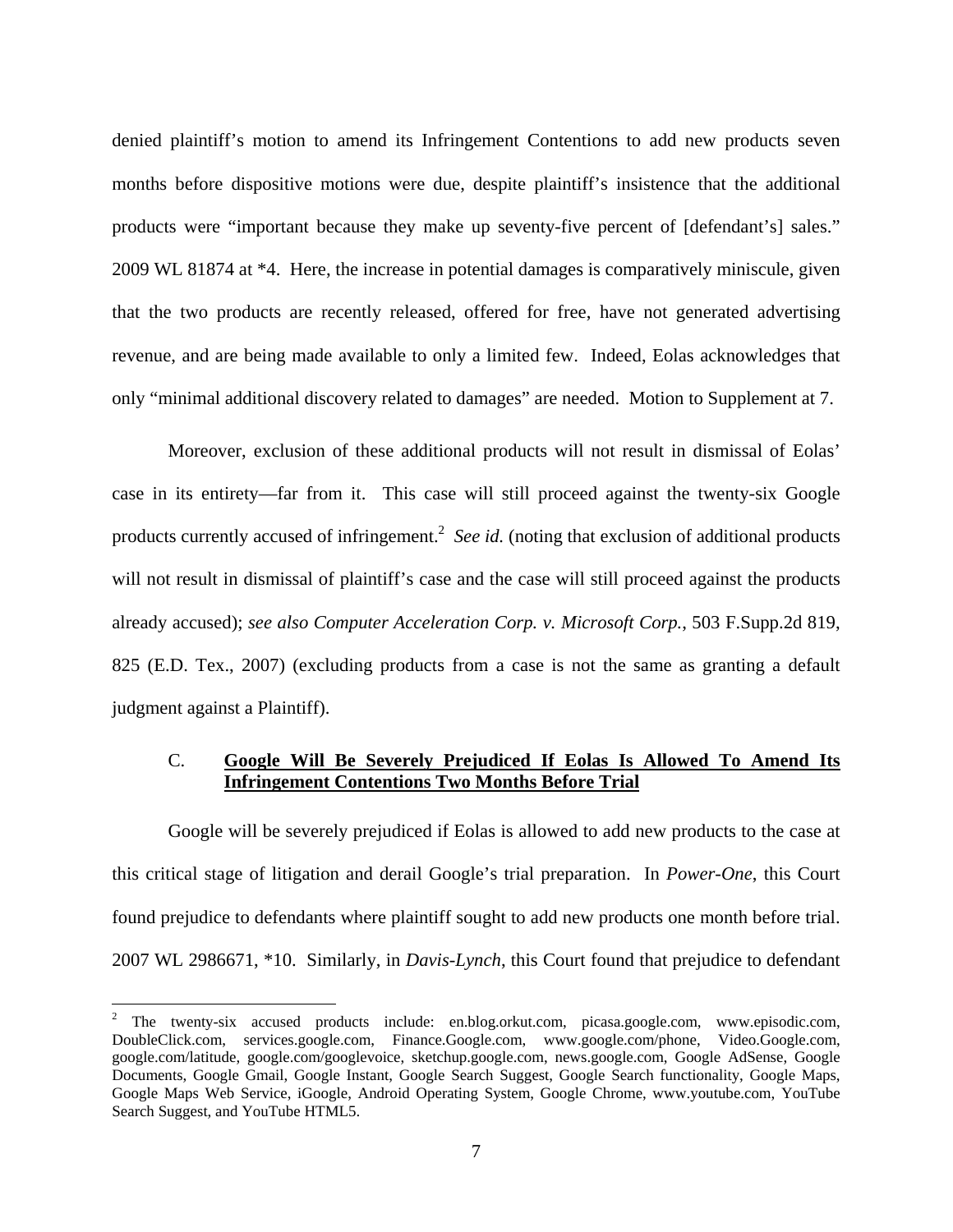denied plaintiff's motion to amend its Infringement Contentions to add new products seven months before dispositive motions were due, despite plaintiff's insistence that the additional products were "important because they make up seventy-five percent of [defendant's] sales." 2009 WL 81874 at *4. Here, the increase in potential damages is comparatively miniscule, given that the two products are recently released, offered for free, have not generated advertising revenue, and are being made available to only a limited few. Indeed, Eolas acknowledges that only "minimal additional discovery related to damages" are needed. Motion to Supplement at 7.

Moreover, exclusion of these additional products will not result in dismissal of Eolas' case in its entirety—far from it. This case will still proceed against the twenty-six Google products currently accused of infringement.[2] *See id.* (noting that exclusion of additional products will not result in dismissal of plaintiff's case and the case will still proceed against the products already accused); *see also Computer Acceleration Corp. v. Microsoft Corp.*, 503 F.Supp.2d 819, 825 (E.D. Tex., 2007) (excluding products from a case is not the same as granting a default judgment against a Plaintiff).

### C. <u>**Google Will Be Severely Prejudiced If Eolas Is Allowed To Amend Its Infringement Contentions Two Months Before Trial**</u>

Google will be severely prejudiced if Eolas is allowed to add new products to the case at this critical stage of litigation and derail Google's trial preparation. In *Power-One*, this Court found prejudice to defendants where plaintiff sought to add new products one month before trial. 2007 WL 2986671, *10. Similarly, in *Davis-Lynch*, this Court found that prejudice to defendant

---

[2] The twenty-six accused products include: en.blog.orkut.com, picasa.google.com, www.episodic.com, DoubleClick.com, services.google.com, Finance.Google.com, www.google.com/phone, Video.Google.com, google.com/latitude, google.com/googlevoice, sketchup.google.com, news.google.com, Google AdSense, Google Documents, Google Gmail, Google Instant, Google Search Suggest, Google Search functionality, Google Maps, Google Maps Web Service, iGoogle, Android Operating System, Google Chrome, www.youtube.com, YouTube Search Suggest, and YouTube HTML5.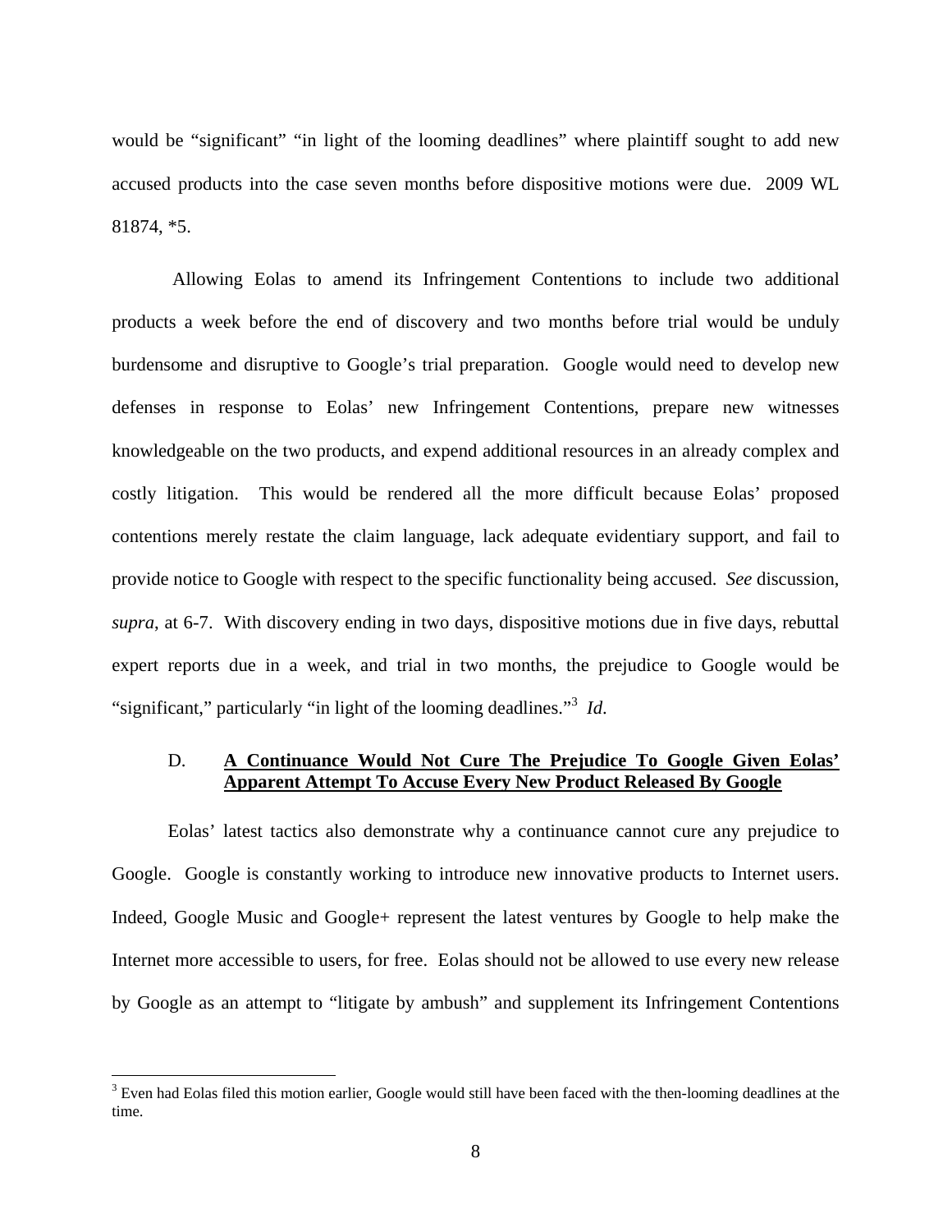would be "significant" "in light of the looming deadlines" where plaintiff sought to add new accused products into the case seven months before dispositive motions were due. 2009 WL 81874, *5.

Allowing Eolas to amend its Infringement Contentions to include two additional products a week before the end of discovery and two months before trial would be unduly burdensome and disruptive to Google's trial preparation. Google would need to develop new defenses in response to Eolas' new Infringement Contentions, prepare new witnesses knowledgeable on the two products, and expend additional resources in an already complex and costly litigation. This would be rendered all the more difficult because Eolas' proposed contentions merely restate the claim language, lack adequate evidentiary support, and fail to provide notice to Google with respect to the specific functionality being accused. *See* discussion, *supra*, at 6-7. With discovery ending in two days, dispositive motions due in five days, rebuttal expert reports due in a week, and trial in two months, the prejudice to Google would be "significant," particularly "in light of the looming deadlines."[3] *Id*.

### D. <u>**A Continuance Would Not Cure The Prejudice To Google Given Eolas' Apparent Attempt To Accuse Every New Product Released By Google**</u>

Eolas' latest tactics also demonstrate why a continuance cannot cure any prejudice to Google. Google is constantly working to introduce new innovative products to Internet users. Indeed, Google Music and Google+ represent the latest ventures by Google to help make the Internet more accessible to users, for free. Eolas should not be allowed to use every new release by Google as an attempt to "litigate by ambush" and supplement its Infringement Contentions

---

[3] Even had Eolas filed this motion earlier, Google would still have been faced with the then-looming deadlines at the time.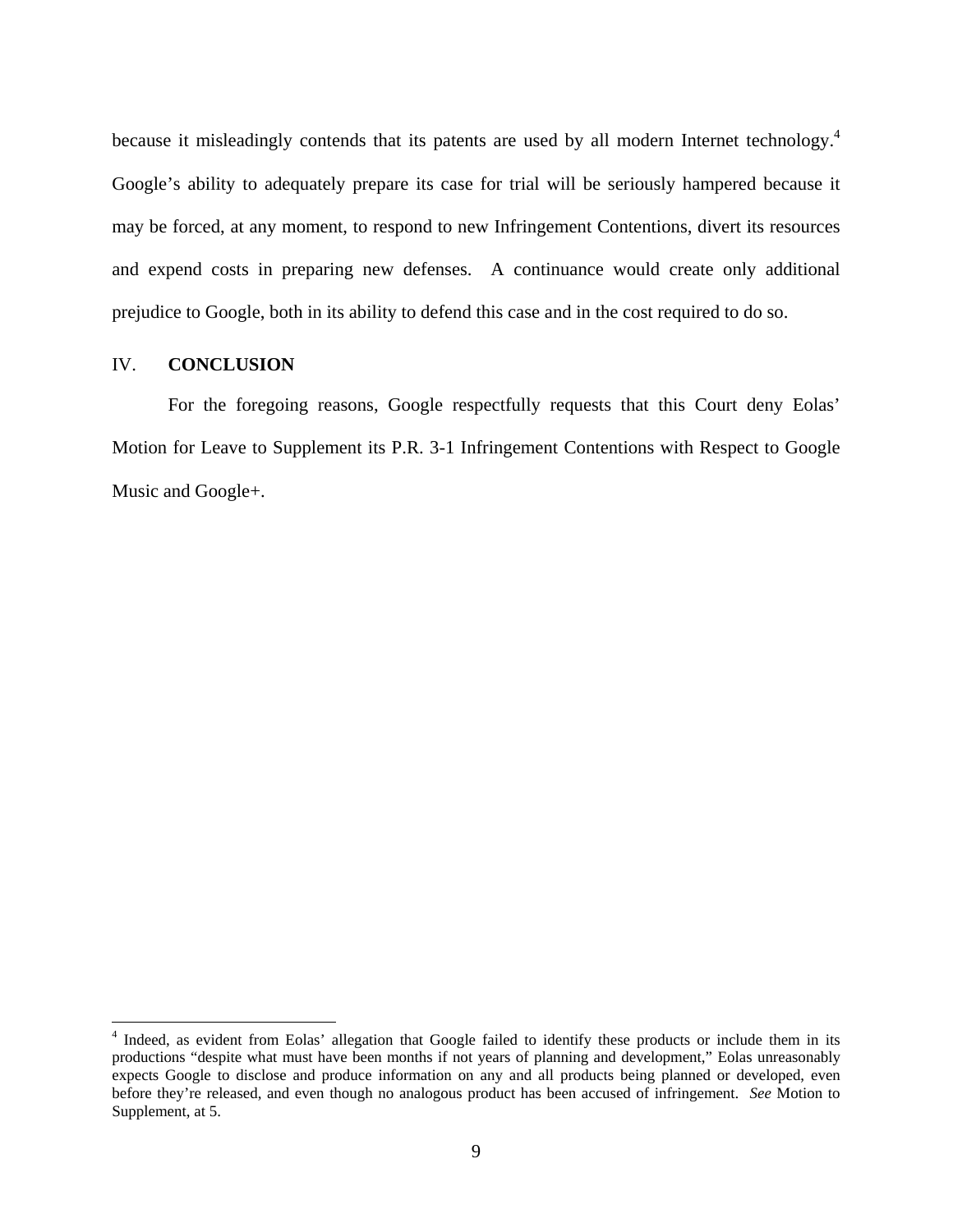because it misleadingly contends that its patents are used by all modern Internet technology.[4] Google's ability to adequately prepare its case for trial will be seriously hampered because it may be forced, at any moment, to respond to new Infringement Contentions, divert its resources and expend costs in preparing new defenses. A continuance would create only additional prejudice to Google, both in its ability to defend this case and in the cost required to do so.

## IV. CONCLUSION

For the foregoing reasons, Google respectfully requests that this Court deny Eolas' Motion for Leave to Supplement its P.R. 3-1 Infringement Contentions with Respect to Google Music and Google+.

---

[4] Indeed, as evident from Eolas' allegation that Google failed to identify these products or include them in its productions "despite what must have been months if not years of planning and development," Eolas unreasonably expects Google to disclose and produce information on any and all products being planned or developed, even before they're released, and even though no analogous product has been accused of infringement. *See* Motion to Supplement, at 5.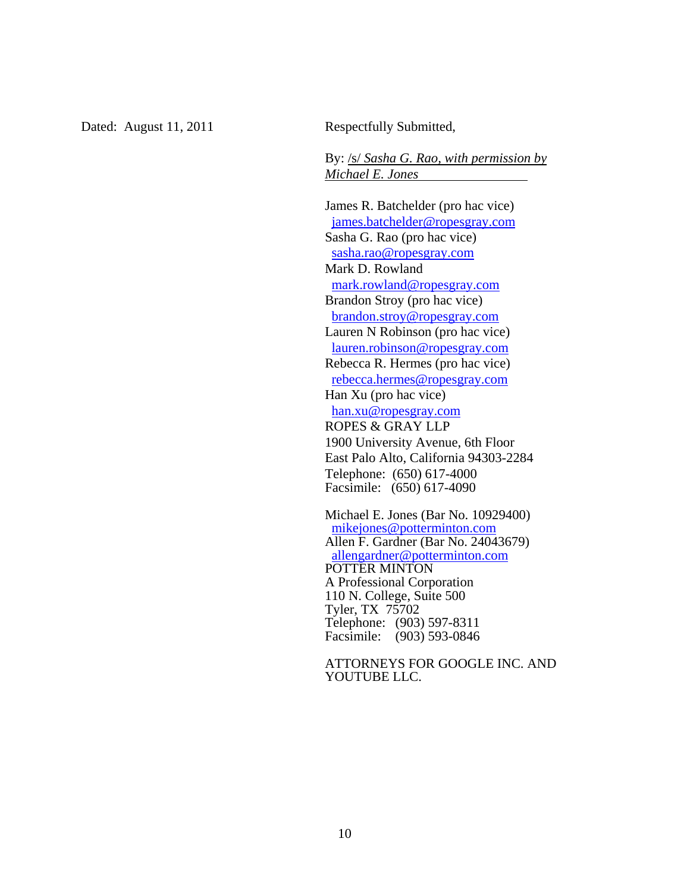Dated: August 11, 2011

Respectfully Submitted,

By: /s/ *Sasha G. Rao, with permission by Michael E. Jones*

James R. Batchelder (pro hac vice)
james.batchelder@ropesgray.com
Sasha G. Rao (pro hac vice)
sasha.rao@ropesgray.com
Mark D. Rowland
mark.rowland@ropesgray.com
Brandon Stroy (pro hac vice)
brandon.stroy@ropesgray.com
Lauren N Robinson (pro hac vice)
lauren.robinson@ropesgray.com
Rebecca R. Hermes (pro hac vice)
rebecca.hermes@ropesgray.com
Han Xu (pro hac vice)
han.xu@ropesgray.com
ROPES & GRAY LLP
1900 University Avenue, 6th Floor
East Palo Alto, California 94303-2284
Telephone: (650) 617-4000
Facsimile: (650) 617-4090

Michael E. Jones (Bar No. 10929400)
mikejones@potterminton.com
Allen F. Gardner (Bar No. 24043679)
allengardner@potterminton.com
POTTER MINTON
A Professional Corporation
110 N. College, Suite 500
Tyler, TX 75702
Telephone: (903) 597-8311
Facsimile: (903) 593-0846

ATTORNEYS FOR GOOGLE INC. AND YOUTUBE LLC.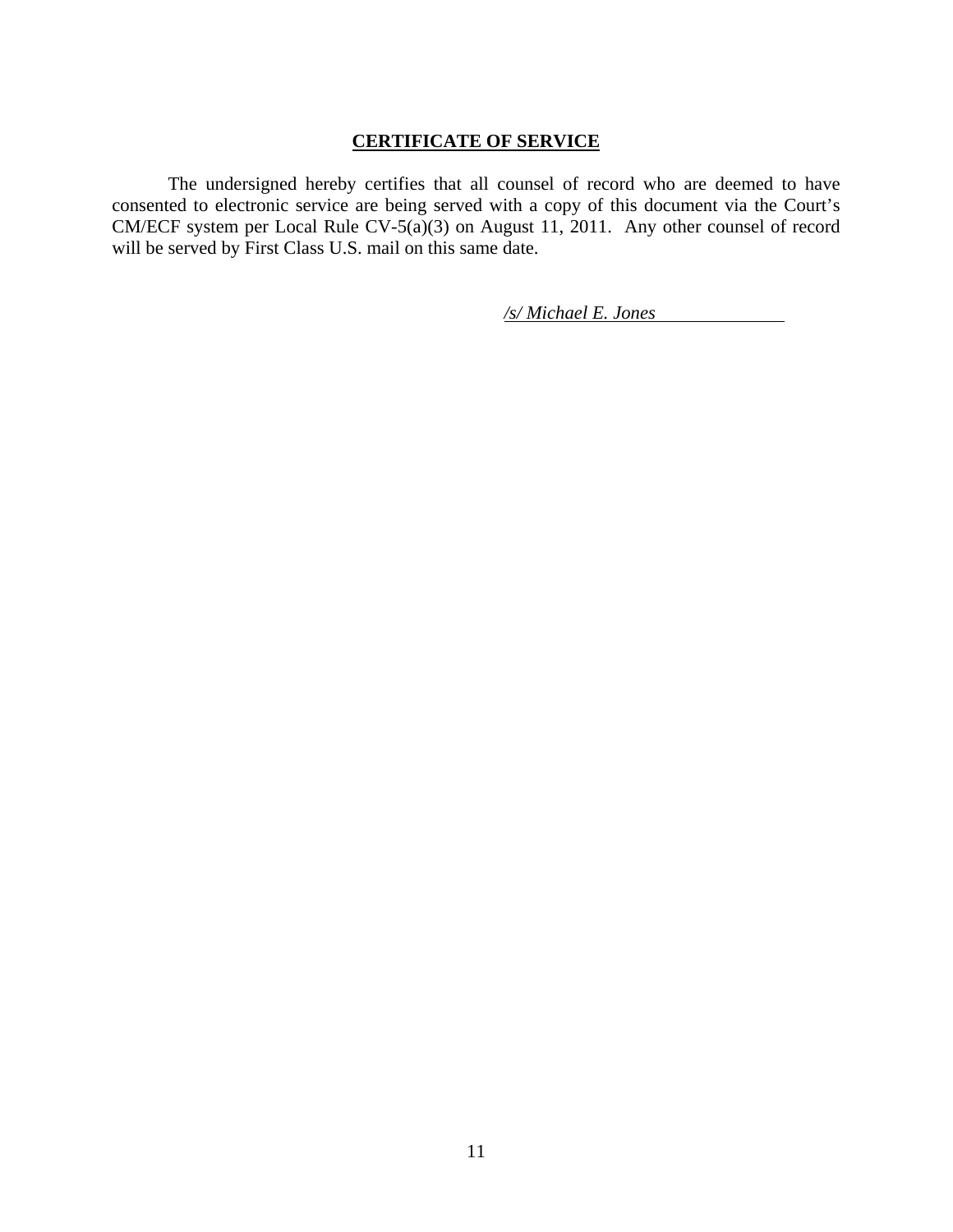## CERTIFICATE OF SERVICE

The undersigned hereby certifies that all counsel of record who are deemed to have consented to electronic service are being served with a copy of this document via the Court's CM/ECF system per Local Rule CV-5(a)(3) on August 11, 2011. Any other counsel of record will be served by First Class U.S. mail on this same date.

/s/ Michael E. Jones